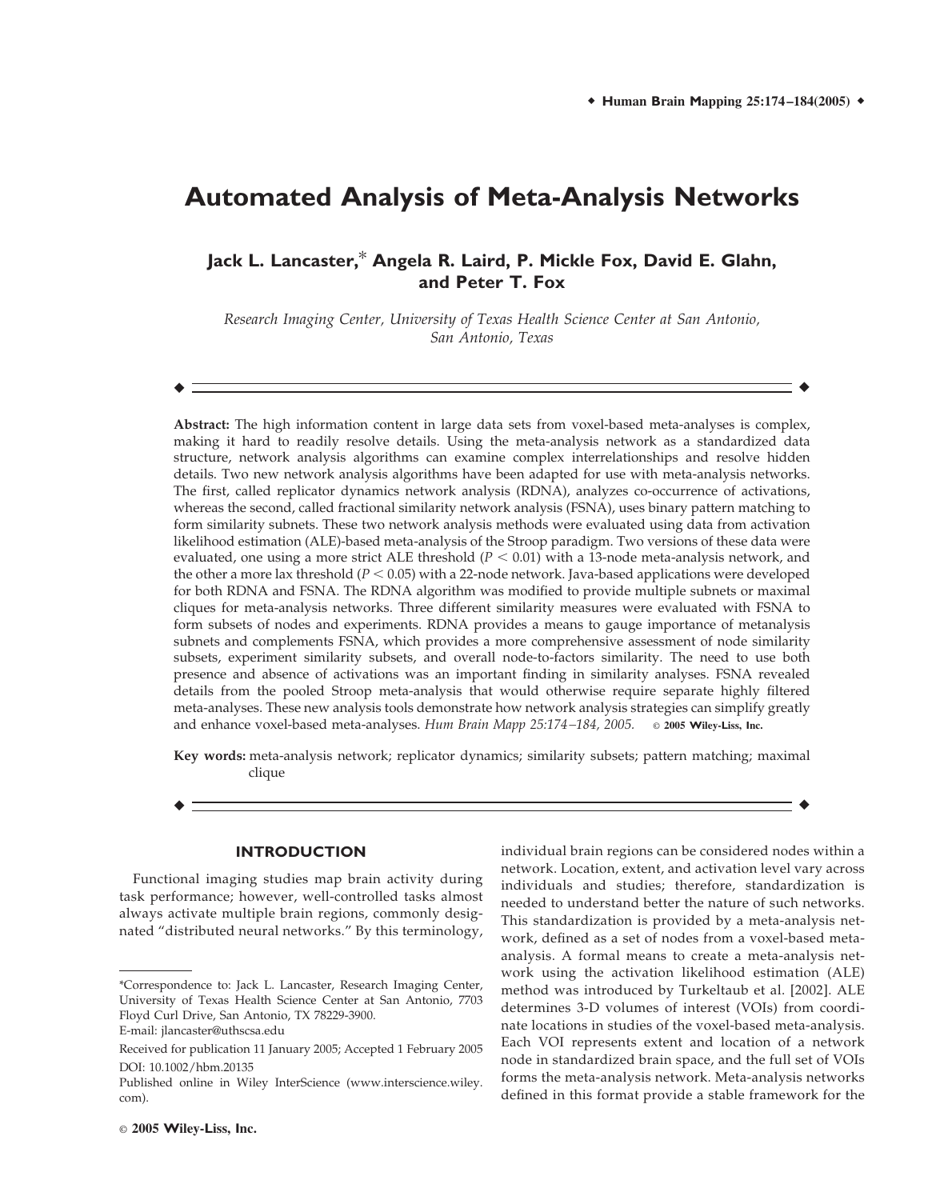# Automated Analysis of Meta-Analysis Networks

**Jack L. Lancaster,* Angela R. Laird, P. Mickle Fox, David E. Glahn, and Peter T. Fox**

*Research Imaging Center, University of Texas Health Science Center at San Antonio, San Antonio, Texas*

---

**Abstract:** The high information content in large data sets from voxel-based meta-analyses is complex, making it hard to readily resolve details. Using the meta-analysis network as a standardized data structure, network analysis algorithms can examine complex interrelationships and resolve hidden details. Two new network analysis algorithms have been adapted for use with meta-analysis networks. The first, called replicator dynamics network analysis (RDNA), analyzes co-occurrence of activations, whereas the second, called fractional similarity network analysis (FSNA), uses binary pattern matching to form similarity subnets. These two network analysis methods were evaluated using data from activation likelihood estimation (ALE)-based meta-analysis of the Stroop paradigm. Two versions of these data were evaluated, one using a more strict ALE threshold ($P < 0.01$) with a 13-node meta-analysis network, and the other a more lax threshold ($P < 0.05$) with a 22-node network. Java-based applications were developed for both RDNA and FSNA. The RDNA algorithm was modified to provide multiple subnets or maximal cliques for meta-analysis networks. Three different similarity measures were evaluated with FSNA to form subsets of nodes and experiments. RDNA provides a means to gauge importance of metanalysis subnets and complements FSNA, which provides a more comprehensive assessment of node similarity subsets, experiment similarity subsets, and overall node-to-factors similarity. The need to use both presence and absence of activations was an important finding in similarity analyses. FSNA revealed details from the pooled Stroop meta-analysis that would otherwise require separate highly filtered meta-analyses. These new analysis tools demonstrate how network analysis strategies can simplify greatly and enhance voxel-based meta-analyses. *Hum Brain Mapp 25:174–184, 2005.* © **2005 Wiley-Liss, Inc.**

**Key words:** meta-analysis network; replicator dynamics; similarity subsets; pattern matching; maximal clique

---

## INTRODUCTION

Functional imaging studies map brain activity during task performance; however, well-controlled tasks almost always activate multiple brain regions, commonly designated "distributed neural networks." By this terminology, individual brain regions can be considered nodes within a network. Location, extent, and activation level vary across individuals and studies; therefore, standardization is needed to understand better the nature of such networks. This standardization is provided by a meta-analysis network, defined as a set of nodes from a voxel-based meta-analysis. A formal means to create a meta-analysis network using the activation likelihood estimation (ALE) method was introduced by Turkeltaub et al. [2002]. ALE determines 3-D volumes of interest (VOIs) from coordinate locations in studies of the voxel-based meta-analysis. Each VOI represents extent and location of a network node in standardized brain space, and the full set of VOIs forms the meta-analysis network. Meta-analysis networks defined in this format provide a stable framework for the

---

*Correspondence to: Jack L. Lancaster, Research Imaging Center, University of Texas Health Science Center at San Antonio, 7703 Floyd Curl Drive, San Antonio, TX 78229-3900.
E-mail: jlancaster@uthscsa.edu

Received for publication 11 January 2005; Accepted 1 February 2005

DOI: 10.1002/hbm.20135

Published online in Wiley InterScience (www.interscience.wiley.com).

© **2005 Wiley-Liss, Inc.**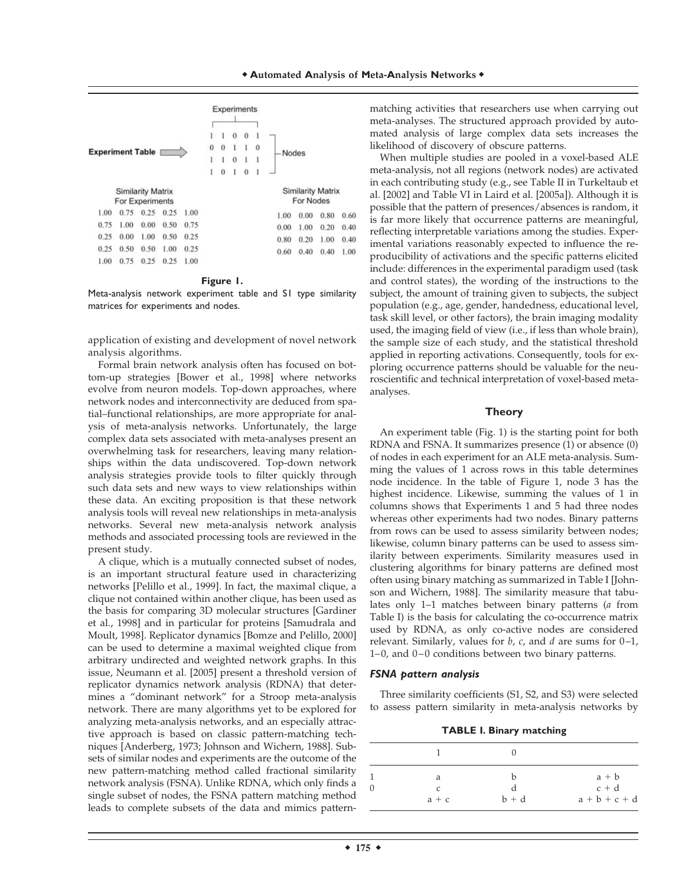**Experiment Table**

Experiments

|  |  |  |  |  |  |
|---|---|---|---|---|---|
| Nodes | 1 | 1 | 0 | 0 | 1 |
|  | 0 | 0 | 1 | 1 | 0 |
|  | 1 | 1 | 0 | 1 | 1 |
|  | 1 | 0 | 1 | 0 | 1 |

Similarity Matrix For Experiments

|  |  |  |  |  |
|---|---|---|---|---|
| 1.00 | 0.75 | 0.25 | 0.25 | 1.00 |
| 0.75 | 1.00 | 0.00 | 0.50 | 0.75 |
| 0.25 | 0.00 | 1.00 | 0.50 | 0.25 |
| 0.25 | 0.50 | 0.50 | 1.00 | 0.25 |
| 1.00 | 0.75 | 0.25 | 0.25 | 1.00 |

Similarity Matrix For Nodes

|  |  |  |  |
|---|---|---|---|
| 1.00 | 0.00 | 0.80 | 0.60 |
| 0.00 | 1.00 | 0.20 | 0.40 |
| 0.80 | 0.20 | 1.00 | 0.40 |
| 0.60 | 0.40 | 0.40 | 1.00 |

**Figure 1.**

Meta-analysis network experiment table and S1 type similarity matrices for experiments and nodes.

application of existing and development of novel network analysis algorithms.

Formal brain network analysis often has focused on bottom-up strategies [Bower et al., 1998] where networks evolve from neuron models. Top-down approaches, where network nodes and interconnectivity are deduced from spatial–functional relationships, are more appropriate for analysis of meta-analysis networks. Unfortunately, the large complex data sets associated with meta-analyses present an overwhelming task for researchers, leaving many relationships within the data undiscovered. Top-down network analysis strategies provide tools to filter quickly through such data sets and new ways to view relationships within these data. An exciting proposition is that these network analysis tools will reveal new relationships in meta-analysis networks. Several new meta-analysis network analysis methods and associated processing tools are reviewed in the present study.

A clique, which is a mutually connected subset of nodes, is an important structural feature used in characterizing networks [Pelillo et al., 1999]. In fact, the maximal clique, a clique not contained within another clique, has been used as the basis for comparing 3D molecular structures [Gardiner et al., 1998] and in particular for proteins [Samudrala and Moult, 1998]. Replicator dynamics [Bomze and Pelillo, 2000] can be used to determine a maximal weighted clique from arbitrary undirected and weighted network graphs. In this issue, Neumann et al. [2005] present a threshold version of replicator dynamics network analysis (RDNA) that determines a "dominant network" for a Stroop meta-analysis network. There are many algorithms yet to be explored for analyzing meta-analysis networks, and an especially attractive approach is based on classic pattern-matching techniques [Anderberg, 1973; Johnson and Wichern, 1988]. Subsets of similar nodes and experiments are the outcome of the new pattern-matching method called fractional similarity network analysis (FSNA). Unlike RDNA, which only finds a single subset of nodes, the FSNA pattern matching method leads to complete subsets of the data and mimics pattern-matching activities that researchers use when carrying out meta-analyses. The structured approach provided by automated analysis of large complex data sets increases the likelihood of discovery of obscure patterns.

When multiple studies are pooled in a voxel-based ALE meta-analysis, not all regions (network nodes) are activated in each contributing study (e.g., see Table II in Turkeltaub et al. [2002] and Table VI in Laird et al. [2005a]). Although it is possible that the pattern of presences/absences is random, it is far more likely that occurrence patterns are meaningful, reflecting interpretable variations among the studies. Experimental variations reasonably expected to influence the reproducibility of activations and the specific patterns elicited include: differences in the experimental paradigm used (task and control states), the wording of the instructions to the subject, the amount of training given to subjects, the subject population (e.g., age, gender, handedness, educational level, task skill level, or other factors), the brain imaging modality used, the imaging field of view (i.e., if less than whole brain), the sample size of each study, and the statistical threshold applied in reporting activations. Consequently, tools for exploring occurrence patterns should be valuable for the neuroscientific and technical interpretation of voxel-based meta-analyses.

## Theory

An experiment table (Fig. 1) is the starting point for both RDNA and FSNA. It summarizes presence (1) or absence (0) of nodes in each experiment for an ALE meta-analysis. Summing the values of 1 across rows in this table determines node incidence. In the table of Figure 1, node 3 has the highest incidence. Likewise, summing the values of 1 in columns shows that Experiments 1 and 5 had three nodes whereas other experiments had two nodes. Binary patterns from rows can be used to assess similarity between nodes; likewise, column binary patterns can be used to assess similarity between experiments. Similarity measures used in clustering algorithms for binary patterns are defined most often using binary matching as summarized in Table I [Johnson and Wichern, 1988]. The similarity measure that tabulates only 1–1 matches between binary patterns ($a$ from Table I) is the basis for calculating the co-occurrence matrix used by RDNA, as only co-active nodes are considered relevant. Similarly, values for $b$, $c$, and $d$ are sums for 0–1, 1–0, and 0–0 conditions between two binary patterns.

### *FSNA pattern analysis*

Three similarity coefficients (S1, S2, and S3) were selected to assess pattern similarity in meta-analysis networks by

**TABLE I. Binary matching**

|  | 1 | 0 |  |
|---|---|---|---|
| 1 | a | b | a + b |
| 0 | c | d | c + d |
|  | a + c | b + d | a + b + c + d |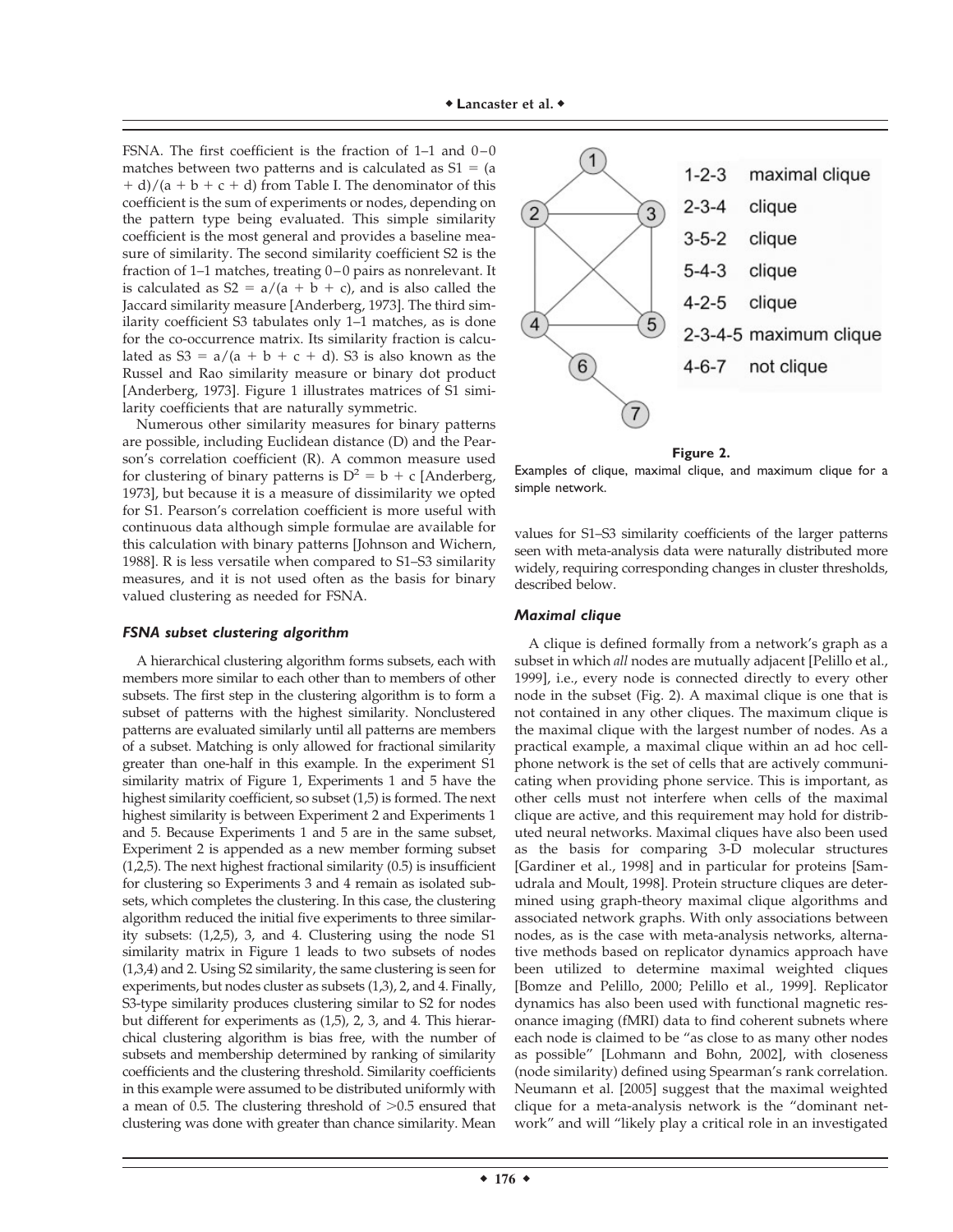FSNA. The first coefficient is the fraction of 1–1 and 0–0 matches between two patterns and is calculated as $S1 = (a + d)/(a + b + c + d)$ from Table I. The denominator of this coefficient is the sum of experiments or nodes, depending on the pattern type being evaluated. This simple similarity coefficient is the most general and provides a baseline measure of similarity. The second similarity coefficient S2 is the fraction of 1–1 matches, treating 0–0 pairs as nonrelevant. It is calculated as $S2 = a/(a + b + c)$, and is also called the Jaccard similarity measure [Anderberg, 1973]. The third similarity coefficient S3 tabulates only 1–1 matches, as is done for the co-occurrence matrix. Its similarity fraction is calculated as $S3 = a/(a + b + c + d)$. S3 is also known as the Russel and Rao similarity measure or binary dot product [Anderberg, 1973]. Figure 1 illustrates matrices of S1 similarity coefficients that are naturally symmetric.

Numerous other similarity measures for binary patterns are possible, including Euclidean distance (D) and the Pearson's correlation coefficient (R). A common measure used for clustering of binary patterns is $D^2 = b + c$ [Anderberg, 1973], but because it is a measure of dissimilarity we opted for S1. Pearson's correlation coefficient is more useful with continuous data although simple formulae are available for this calculation with binary patterns [Johnson and Wichern, 1988]. R is less versatile when compared to S1–S3 similarity measures, and it is not used often as the basis for binary valued clustering as needed for FSNA.

### *FSNA subset clustering algorithm*

A hierarchical clustering algorithm forms subsets, each with members more similar to each other than to members of other subsets. The first step in the clustering algorithm is to form a subset of patterns with the highest similarity. Nonclustered patterns are evaluated similarly until all patterns are members of a subset. Matching is only allowed for fractional similarity greater than one-half in this example. In the experiment S1 similarity matrix of Figure 1, Experiments 1 and 5 have the highest similarity coefficient, so subset (1,5) is formed. The next highest similarity is between Experiment 2 and Experiments 1 and 5. Because Experiments 1 and 5 are in the same subset, Experiment 2 is appended as a new member forming subset (1,2,5). The next highest fractional similarity (0.5) is insufficient for clustering so Experiments 3 and 4 remain as isolated subsets, which completes the clustering. In this case, the clustering algorithm reduced the initial five experiments to three similarity subsets: (1,2,5), 3, and 4. Clustering using the node S1 similarity matrix in Figure 1 leads to two subsets of nodes (1,3,4) and 2. Using S2 similarity, the same clustering is seen for experiments, but nodes cluster as subsets (1,3), 2, and 4. Finally, S3-type similarity produces clustering similar to S2 for nodes but different for experiments as (1,5), 2, 3, and 4. This hierarchical clustering algorithm is bias free, with the number of subsets and membership determined by ranking of similarity coefficients and the clustering threshold. Similarity coefficients in this example were assumed to be distributed uniformly with a mean of 0.5. The clustering threshold of >0.5 ensured that clustering was done with greater than chance similarity. Mean values for S1–S3 similarity coefficients of the larger patterns seen with meta-analysis data were naturally distributed more widely, requiring corresponding changes in cluster thresholds, described below.

| | |
|---|---|
| 1-2-3 | maximal clique |
| 2-3-4 | clique |
| 3-5-2 | clique |
| 5-4-3 | clique |
| 4-2-5 | clique |
| 2-3-4-5 | maximum clique |
| 4-6-7 | not clique |

**Figure 2.**

Examples of clique, maximal clique, and maximum clique for a simple network.

### *Maximal clique*

A clique is defined formally from a network's graph as a subset in which *all* nodes are mutually adjacent [Pelillo et al., 1999], i.e., every node is connected directly to every other node in the subset (Fig. 2). A maximal clique is one that is not contained in any other cliques. The maximum clique is the maximal clique with the largest number of nodes. As a practical example, a maximal clique within an ad hoc cellphone network is the set of cells that are actively communicating when providing phone service. This is important, as other cells must not interfere when cells of the maximal clique are active, and this requirement may hold for distributed neural networks. Maximal cliques have also been used as the basis for comparing 3-D molecular structures [Gardiner et al., 1998] and in particular for proteins [Samudrala and Moult, 1998]. Protein structure cliques are determined using graph-theory maximal clique algorithms and associated network graphs. With only associations between nodes, as is the case with meta-analysis networks, alternative methods based on replicator dynamics approach have been utilized to determine maximal weighted cliques [Bomze and Pelillo, 2000; Pelillo et al., 1999]. Replicator dynamics has also been used with functional magnetic resonance imaging (fMRI) data to find coherent subnets where each node is claimed to be "as close to as many other nodes as possible" [Lohmann and Bohn, 2002], with closeness (node similarity) defined using Spearman's rank correlation. Neumann et al. [2005] suggest that the maximal weighted clique for a meta-analysis network is the "dominant network" and will "likely play a critical role in an investigated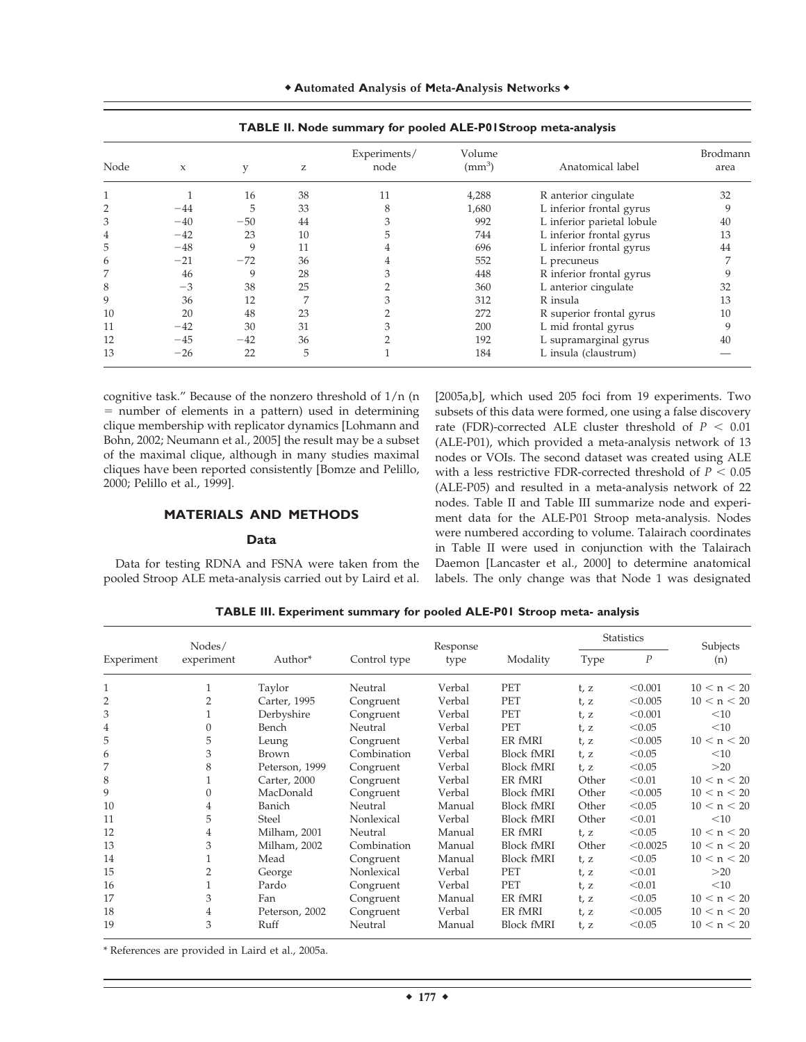**TABLE II. Node summary for pooled ALE-P01Stroop meta-analysis**

| Node | x | y | z | Experiments/ node | Volume (mm³) | Anatomical label | Brodmann area |
|---|---|---|---|---|---|---|---|
| 1 | 1 | 16 | 38 | 11 | 4,288 | R anterior cingulate | 32 |
| 2 | −44 | 5 | 33 | 8 | 1,680 | L inferior frontal gyrus | 9 |
| 3 | −40 | −50 | 44 | 3 | 992 | L inferior parietal lobule | 40 |
| 4 | −42 | 23 | 10 | 5 | 744 | L inferior frontal gyrus | 13 |
| 5 | −48 | 9 | 11 | 4 | 696 | L inferior frontal gyrus | 44 |
| 6 | −21 | −72 | 36 | 4 | 552 | L precuneus | 7 |
| 7 | 46 | 9 | 28 | 3 | 448 | R inferior frontal gyrus | 9 |
| 8 | −3 | 38 | 25 | 2 | 360 | L anterior cingulate | 32 |
| 9 | 36 | 12 | 7 | 3 | 312 | R insula | 13 |
| 10 | 20 | 48 | 23 | 2 | 272 | R superior frontal gyrus | 10 |
| 11 | −42 | 30 | 31 | 3 | 200 | L mid frontal gyrus | 9 |
| 12 | −45 | −42 | 36 | 2 | 192 | L supramarginal gyrus | 40 |
| 13 | −26 | 22 | 5 | 1 | 184 | L insula (claustrum) | — |

cognitive task." Because of the nonzero threshold of $1/n$ ($n$ = number of elements in a pattern) used in determining clique membership with replicator dynamics [Lohmann and Bohn, 2002; Neumann et al., 2005] the result may be a subset of the maximal clique, although in many studies maximal cliques have been reported consistently [Bomze and Pelillo, 2000; Pelillo et al., 1999].

## MATERIALS AND METHODS

### Data

Data for testing RDNA and FSNA were taken from the pooled Stroop ALE meta-analysis carried out by Laird et al. [2005a,b], which used 205 foci from 19 experiments. Two subsets of this data were formed, one using a false discovery rate (FDR)-corrected ALE cluster threshold of $P < 0.01$ (ALE-P01), which provided a meta-analysis network of 13 nodes or VOIs. The second dataset was created using ALE with a less restrictive FDR-corrected threshold of $P < 0.05$ (ALE-P05) and resulted in a meta-analysis network of 22 nodes. Table II and Table III summarize node and experiment data for the ALE-P01 Stroop meta-analysis. Nodes were numbered according to volume. Talairach coordinates in Table II were used in conjunction with the Talairach Daemon [Lancaster et al., 2000] to determine anatomical labels. The only change was that Node 1 was designated

**TABLE III. Experiment summary for pooled ALE-P01 Stroop meta- analysis**

| Experiment | Nodes/ experiment | Author* | Control type | Response type | Modality | Statistics | | Subjects (n) |
|---|---|---|---|---|---|---|---|---|
| | | | | | | Type | $P$ | |
| 1 | 1 | Taylor | Neutral | Verbal | PET | t, z | <0.001 | 10 < n < 20 |
| 2 | 2 | Carter, 1995 | Congruent | Verbal | PET | t, z | <0.005 | 10 < n < 20 |
| 3 | 1 | Derbyshire | Congruent | Verbal | PET | t, z | <0.001 | <10 |
| 4 | 0 | Bench | Neutral | Verbal | PET | t, z | <0.05 | <10 |
| 5 | 5 | Leung | Congruent | Verbal | ER fMRI | t, z | <0.005 | 10 < n < 20 |
| 6 | 3 | Brown | Combination | Verbal | Block fMRI | t, z | <0.05 | <10 |
| 7 | 8 | Peterson, 1999 | Congruent | Verbal | Block fMRI | t, z | <0.05 | >20 |
| 8 | 1 | Carter, 2000 | Congruent | Verbal | ER fMRI | Other | <0.01 | 10 < n < 20 |
| 9 | 0 | MacDonald | Congruent | Verbal | Block fMRI | Other | <0.005 | 10 < n < 20 |
| 10 | 4 | Banich | Neutral | Manual | Block fMRI | Other | <0.05 | 10 < n < 20 |
| 11 | 5 | Steel | Nonlexical | Verbal | Block fMRI | Other | <0.01 | <10 |
| 12 | 4 | Milham, 2001 | Neutral | Manual | ER fMRI | t, z | <0.05 | 10 < n < 20 |
| 13 | 3 | Milham, 2002 | Combination | Manual | Block fMRI | Other | <0.0025 | 10 < n < 20 |
| 14 | 1 | Mead | Congruent | Manual | Block fMRI | t, z | <0.05 | 10 < n < 20 |
| 15 | 2 | George | Nonlexical | Verbal | PET | t, z | <0.01 | >20 |
| 16 | 1 | Pardo | Congruent | Verbal | PET | t, z | <0.01 | <10 |
| 17 | 3 | Fan | Congruent | Manual | ER fMRI | t, z | <0.05 | 10 < n < 20 |
| 18 | 4 | Peterson, 2002 | Congruent | Verbal | ER fMRI | t, z | <0.005 | 10 < n < 20 |
| 19 | 3 | Ruff | Neutral | Manual | Block fMRI | t, z | <0.05 | 10 < n < 20 |

* References are provided in Laird et al., 2005a.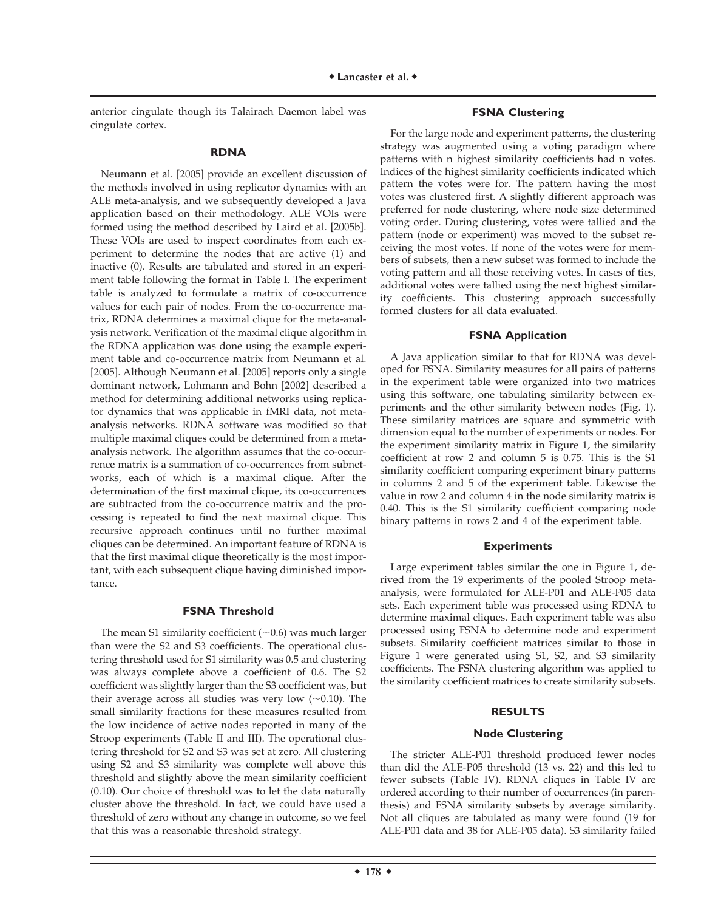anterior cingulate though its Talairach Daemon label was cingulate cortex.

### RDNA

Neumann et al. [2005] provide an excellent discussion of the methods involved in using replicator dynamics with an ALE meta-analysis, and we subsequently developed a Java application based on their methodology. ALE VOIs were formed using the method described by Laird et al. [2005b]. These VOIs are used to inspect coordinates from each experiment to determine the nodes that are active (1) and inactive (0). Results are tabulated and stored in an experiment table following the format in Table I. The experiment table is analyzed to formulate a matrix of co-occurrence values for each pair of nodes. From the co-occurrence matrix, RDNA determines a maximal clique for the meta-analysis network. Verification of the maximal clique algorithm in the RDNA application was done using the example experiment table and co-occurrence matrix from Neumann et al. [2005]. Although Neumann et al. [2005] reports only a single dominant network, Lohmann and Bohn [2002] described a method for determining additional networks using replicator dynamics that was applicable in fMRI data, not meta-analysis networks. RDNA software was modified so that multiple maximal cliques could be determined from a meta-analysis network. The algorithm assumes that the co-occurrence matrix is a summation of co-occurrences from subnetworks, each of which is a maximal clique. After the determination of the first maximal clique, its co-occurrences are subtracted from the co-occurrence matrix and the processing is repeated to find the next maximal clique. This recursive approach continues until no further maximal cliques can be determined. An important feature of RDNA is that the first maximal clique theoretically is the most important, with each subsequent clique having diminished importance.

### FSNA Threshold

The mean S1 similarity coefficient (~0.6) was much larger than were the S2 and S3 coefficients. The operational clustering threshold used for S1 similarity was 0.5 and clustering was always complete above a coefficient of 0.6. The S2 coefficient was slightly larger than the S3 coefficient was, but their average across all studies was very low (~0.10). The small similarity fractions for these measures resulted from the low incidence of active nodes reported in many of the Stroop experiments (Table II and III). The operational clustering threshold for S2 and S3 was set at zero. All clustering using S2 and S3 similarity was complete well above this threshold and slightly above the mean similarity coefficient (0.10). Our choice of threshold was to let the data naturally cluster above the threshold. In fact, we could have used a threshold of zero without any change in outcome, so we feel that this was a reasonable threshold strategy.

### FSNA Clustering

For the large node and experiment patterns, the clustering strategy was augmented using a voting paradigm where patterns with n highest similarity coefficients had n votes. Indices of the highest similarity coefficients indicated which pattern the votes were for. The pattern having the most votes was clustered first. A slightly different approach was preferred for node clustering, where node size determined voting order. During clustering, votes were tallied and the pattern (node or experiment) was moved to the subset receiving the most votes. If none of the votes were for members of subsets, then a new subset was formed to include the voting pattern and all those receiving votes. In cases of ties, additional votes were tallied using the next highest similarity coefficients. This clustering approach successfully formed clusters for all data evaluated.

### FSNA Application

A Java application similar to that for RDNA was developed for FSNA. Similarity measures for all pairs of patterns in the experiment table were organized into two matrices using this software, one tabulating similarity between experiments and the other similarity between nodes (Fig. 1). These similarity matrices are square and symmetric with dimension equal to the number of experiments or nodes. For the experiment similarity matrix in Figure 1, the similarity coefficient at row 2 and column 5 is 0.75. This is the S1 similarity coefficient comparing experiment binary patterns in columns 2 and 5 of the experiment table. Likewise the value in row 2 and column 4 in the node similarity matrix is 0.40. This is the S1 similarity coefficient comparing node binary patterns in rows 2 and 4 of the experiment table.

### Experiments

Large experiment tables similar the one in Figure 1, derived from the 19 experiments of the pooled Stroop meta-analysis, were formulated for ALE-P01 and ALE-P05 data sets. Each experiment table was processed using RDNA to determine maximal cliques. Each experiment table was also processed using FSNA to determine node and experiment subsets. Similarity coefficient matrices similar to those in Figure 1 were generated using S1, S2, and S3 similarity coefficients. The FSNA clustering algorithm was applied to the similarity coefficient matrices to create similarity subsets.

## RESULTS

### Node Clustering

The stricter ALE-P01 threshold produced fewer nodes than did the ALE-P05 threshold (13 vs. 22) and this led to fewer subsets (Table IV). RDNA cliques in Table IV are ordered according to their number of occurrences (in parenthesis) and FSNA similarity subsets by average similarity. Not all cliques are tabulated as many were found (19 for ALE-P01 data and 38 for ALE-P05 data). S3 similarity failed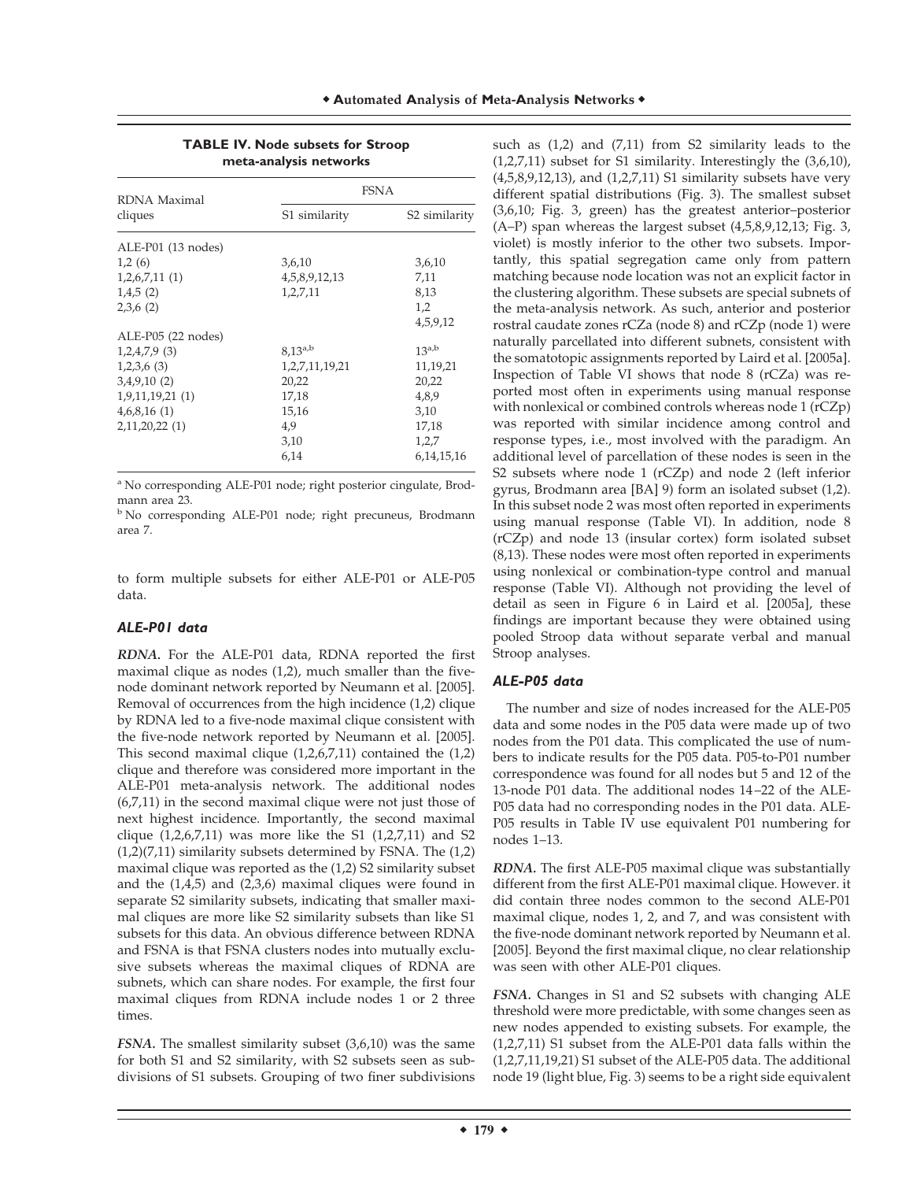**TABLE IV. Node subsets for Stroop meta-analysis networks**

| RDNA Maximal cliques | FSNA | |
|---|---|---|
| | S1 similarity | S2 similarity |
| ALE-P01 (13 nodes) | | |
| 1,2 (6) | 3,6,10 | 3,6,10 |
| 1,2,6,7,11 (1) | 4,5,8,9,12,13 | 7,11 |
| 1,4,5 (2) | 1,2,7,11 | 8,13 |
| 2,3,6 (2) | | 1,2 |
| | | 4,5,9,12 |
| ALE-P05 (22 nodes) | | |
| 1,2,4,7,9 (3) | 8,13[a,b] | 13[a,b] |
| 1,2,3,6 (3) | 1,2,7,11,19,21 | 11,19,21 |
| 3,4,9,10 (2) | 20,22 | 20,22 |
| 1,9,11,19,21 (1) | 17,18 | 4,8,9 |
| 4,6,8,16 (1) | 15,16 | 3,10 |
| 2,11,20,22 (1) | 4,9 | 17,18 |
| | 3,10 | 1,2,7 |
| | 6,14 | 6,14,15,16 |

[a] No corresponding ALE-P01 node; right posterior cingulate, Brodmann area 23.

[b] No corresponding ALE-P01 node; right precuneus, Brodmann area 7.

to form multiple subsets for either ALE-P01 or ALE-P05 data.

### *ALE-P01 data*

***RDNA.*** For the ALE-P01 data, RDNA reported the first maximal clique as nodes (1,2), much smaller than the five-node dominant network reported by Neumann et al. [2005]. Removal of occurrences from the high incidence (1,2) clique by RDNA led to a five-node maximal clique consistent with the five-node network reported by Neumann et al. [2005]. This second maximal clique (1,2,6,7,11) contained the (1,2) clique and therefore was considered more important in the ALE-P01 meta-analysis network. The additional nodes (6,7,11) in the second maximal clique were not just those of next highest incidence. Importantly, the second maximal clique (1,2,6,7,11) was more like the S1 (1,2,7,11) and S2 (1,2)(7,11) similarity subsets determined by FSNA. The (1,2) maximal clique was reported as the (1,2) S2 similarity subset and the (1,4,5) and (2,3,6) maximal cliques were found in separate S2 similarity subsets, indicating that smaller maximal cliques are more like S2 similarity subsets than like S1 subsets for this data. An obvious difference between RDNA and FSNA is that FSNA clusters nodes into mutually exclusive subsets whereas the maximal cliques of RDNA are subnets, which can share nodes. For example, the first four maximal cliques from RDNA include nodes 1 or 2 three times.

***FSNA.*** The smallest similarity subset (3,6,10) was the same for both S1 and S2 similarity, with S2 subsets seen as subdivisions of S1 subsets. Grouping of two finer subdivisions such as (1,2) and (7,11) from S2 similarity leads to the (1,2,7,11) subset for S1 similarity. Interestingly the (3,6,10), (4,5,8,9,12,13), and (1,2,7,11) S1 similarity subsets have very different spatial distributions (Fig. 3). The smallest subset (3,6,10; Fig. 3, green) has the greatest anterior–posterior (A–P) span whereas the largest subset (4,5,8,9,12,13; Fig. 3, violet) is mostly inferior to the other two subsets. Importantly, this spatial segregation came only from pattern matching because node location was not an explicit factor in the clustering algorithm. These subsets are special subnets of the meta-analysis network. As such, anterior and posterior rostral caudate zones rCZa (node 8) and rCZp (node 1) were naturally parcellated into different subnets, consistent with the somatotopic assignments reported by Laird et al. [2005a]. Inspection of Table VI shows that node 8 (rCZa) was reported most often in experiments using manual response with nonlexical or combined controls whereas node 1 (rCZp) was reported with similar incidence among control and response types, i.e., most involved with the paradigm. An additional level of parcellation of these nodes is seen in the S2 subsets where node 1 (rCZp) and node 2 (left inferior gyrus, Brodmann area [BA] 9) form an isolated subset (1,2). In this subset node 2 was most often reported in experiments using manual response (Table VI). In addition, node 8 (rCZp) and node 13 (insular cortex) form isolated subset (8,13). These nodes were most often reported in experiments using nonlexical or combination-type control and manual response (Table VI). Although not providing the level of detail as seen in Figure 6 in Laird et al. [2005a], these findings are important because they were obtained using pooled Stroop data without separate verbal and manual Stroop analyses.

### *ALE-P05 data*

The number and size of nodes increased for the ALE-P05 data and some nodes in the P05 data were made up of two nodes from the P01 data. This complicated the use of numbers to indicate results for the P05 data. P05-to-P01 number correspondence was found for all nodes but 5 and 12 of the 13-node P01 data. The additional nodes 14–22 of the ALE-P05 data had no corresponding nodes in the P01 data. ALE-P05 results in Table IV use equivalent P01 numbering for nodes 1–13.

***RDNA.*** The first ALE-P05 maximal clique was substantially different from the first ALE-P01 maximal clique. However. it did contain three nodes common to the second ALE-P01 maximal clique, nodes 1, 2, and 7, and was consistent with the five-node dominant network reported by Neumann et al. [2005]. Beyond the first maximal clique, no clear relationship was seen with other ALE-P01 cliques.

***FSNA.*** Changes in S1 and S2 subsets with changing ALE threshold were more predictable, with some changes seen as new nodes appended to existing subsets. For example, the (1,2,7,11) S1 subset from the ALE-P01 data falls within the (1,2,7,11,19,21) S1 subset of the ALE-P05 data. The additional node 19 (light blue, Fig. 3) seems to be a right side equivalent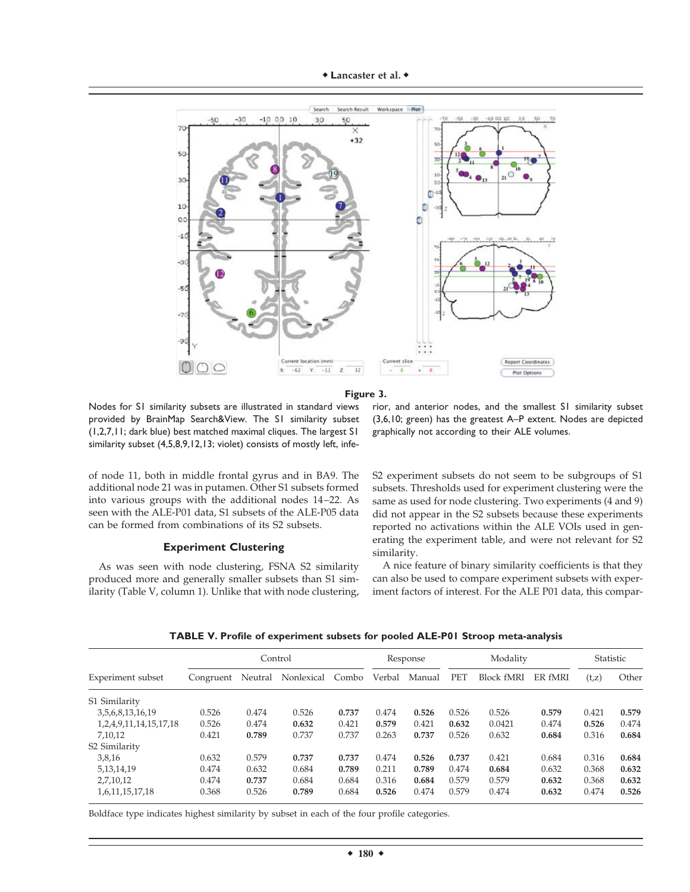**Figure 3.**

Nodes for S1 similarity subsets are illustrated in standard views provided by BrainMap Search&View. The S1 similarity subset (1,2,7,11; dark blue) best matched maximal cliques. The largest S1 similarity subset (4,5,8,9,12,13; violet) consists of mostly left, inferior, and anterior nodes, and the smallest S1 similarity subset (3,6,10; green) has the greatest A–P extent. Nodes are depicted graphically not according to their ALE volumes.

of node 11, both in middle frontal gyrus and in BA9. The additional node 21 was in putamen. Other S1 subsets formed into various groups with the additional nodes 14–22. As seen with the ALE-P01 data, S1 subsets of the ALE-P05 data can be formed from combinations of its S2 subsets.

### Experiment Clustering

As was seen with node clustering, FSNA S2 similarity produced more and generally smaller subsets than S1 similarity (Table V, column 1). Unlike that with node clustering, S2 experiment subsets do not seem to be subgroups of S1 subsets. Thresholds used for experiment clustering were the same as used for node clustering. Two experiments (4 and 9) did not appear in the S2 subsets because these experiments reported no activations within the ALE VOIs used in generating the experiment table, and were not relevant for S2 similarity.

A nice feature of binary similarity coefficients is that they can also be used to compare experiment subsets with experiment factors of interest. For the ALE P01 data, this compar-

**TABLE V. Profile of experiment subsets for pooled ALE-P01 Stroop meta-analysis**

| Experiment subset | Control | | | | Response | | Modality | | | Statistic | |
|---|---|---|---|---|---|---|---|---|---|---|---|
| | Congruent | Neutral | Nonlexical | Combo | Verbal | Manual | PET | Block fMRI | ER fMRI | (t,z) | Other |
| S1 Similarity | | | | | | | | | | | |
| 3,5,6,8,13,16,19 | 0.526 | 0.474 | 0.526 | **0.737** | 0.474 | **0.526** | 0.526 | 0.526 | **0.579** | 0.421 | **0.579** |
| 1,2,4,9,11,14,15,17,18 | 0.526 | 0.474 | **0.632** | 0.421 | **0.579** | 0.421 | **0.632** | 0.0421 | 0.474 | **0.526** | 0.474 |
| 7,10,12 | 0.421 | **0.789** | 0.737 | 0.737 | 0.263 | **0.737** | 0.526 | 0.632 | **0.684** | 0.316 | **0.684** |
| S2 Similarity | | | | | | | | | | | |
| 3,8,16 | 0.632 | 0.579 | **0.737** | **0.737** | 0.474 | **0.526** | **0.737** | 0.421 | 0.684 | 0.316 | **0.684** |
| 5,13,14,19 | 0.474 | 0.632 | 0.684 | **0.789** | 0.211 | **0.789** | 0.474 | **0.684** | 0.632 | 0.368 | **0.632** |
| 2,7,10,12 | 0.474 | **0.737** | 0.684 | 0.684 | 0.316 | **0.684** | 0.579 | 0.579 | **0.632** | 0.368 | **0.632** |
| 1,6,11,15,17,18 | 0.368 | 0.526 | **0.789** | 0.684 | **0.526** | 0.474 | 0.579 | 0.474 | **0.632** | 0.474 | **0.526** |

Boldface type indicates highest similarity by subset in each of the four profile categories.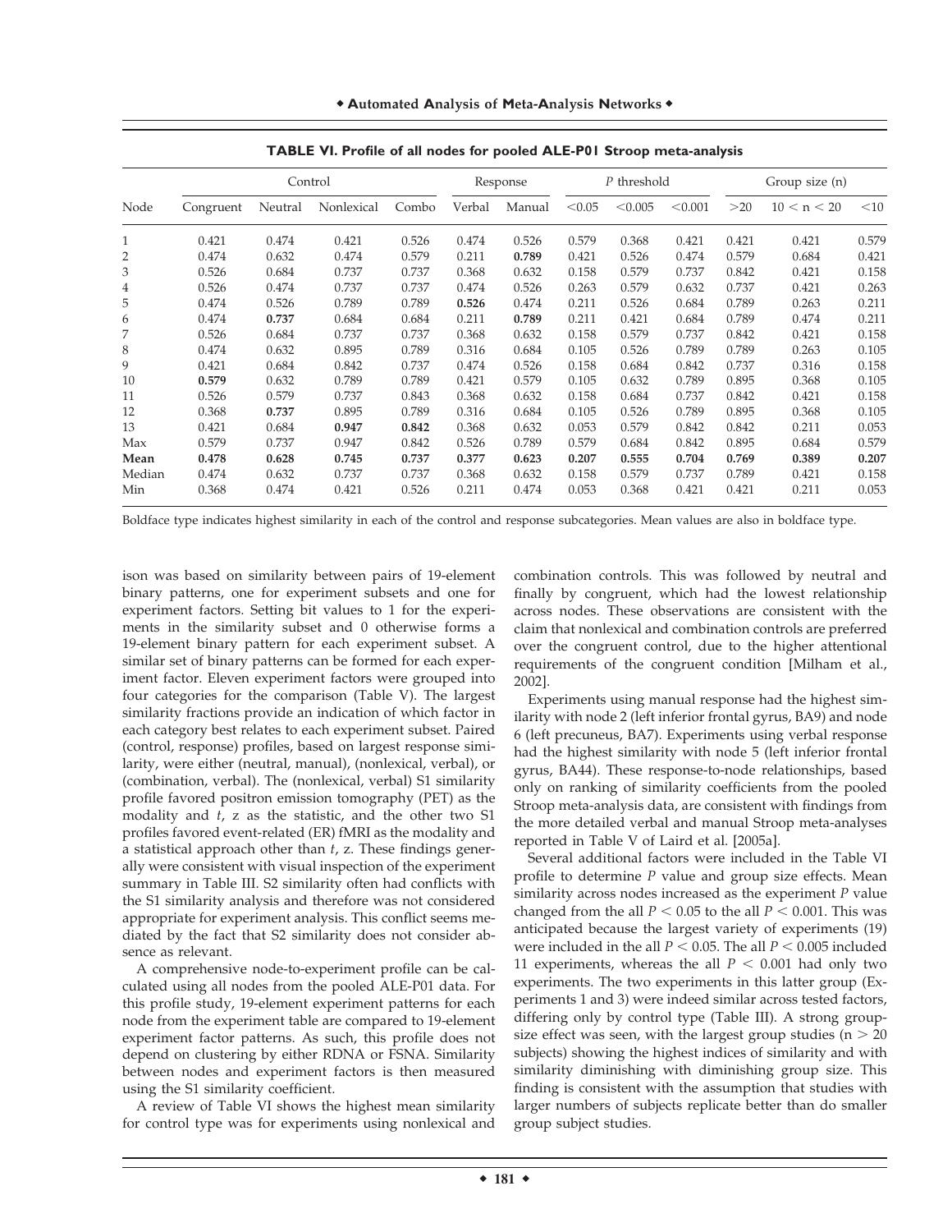**TABLE VI. Profile of all nodes for pooled ALE-P01 Stroop meta-analysis**

| Node | Control | | | | Response | | P threshold | | | Group size (n) | | |
|---|---|---|---|---|---|---|---|---|---|---|---|---|
| | Congruent | Neutral | Nonlexical | Combo | Verbal | Manual | <0.05 | <0.005 | <0.001 | >20 | 10 < n < 20 | <10 |
| 1 | 0.421 | 0.474 | 0.421 | 0.526 | 0.474 | 0.526 | 0.579 | 0.368 | 0.421 | 0.421 | 0.421 | 0.579 |
| 2 | 0.474 | 0.632 | 0.474 | 0.579 | 0.211 | **0.789** | 0.421 | 0.526 | 0.474 | 0.579 | 0.684 | 0.421 |
| 3 | 0.526 | 0.684 | 0.737 | 0.737 | 0.368 | 0.632 | 0.158 | 0.579 | 0.737 | 0.842 | 0.421 | 0.158 |
| 4 | 0.526 | 0.474 | 0.737 | 0.737 | 0.474 | 0.526 | 0.263 | 0.579 | 0.632 | 0.737 | 0.421 | 0.263 |
| 5 | 0.474 | 0.526 | 0.789 | 0.789 | **0.526** | 0.474 | 0.211 | 0.526 | 0.684 | 0.789 | 0.263 | 0.211 |
| 6 | 0.474 | **0.737** | 0.684 | 0.684 | 0.211 | **0.789** | 0.211 | 0.421 | 0.684 | 0.789 | 0.474 | 0.211 |
| 7 | 0.526 | 0.684 | 0.737 | 0.737 | 0.368 | 0.632 | 0.158 | 0.579 | 0.737 | 0.842 | 0.421 | 0.158 |
| 8 | 0.474 | 0.632 | 0.895 | 0.789 | 0.316 | 0.684 | 0.105 | 0.526 | 0.789 | 0.789 | 0.263 | 0.105 |
| 9 | 0.421 | 0.684 | 0.842 | 0.737 | 0.474 | 0.526 | 0.158 | 0.684 | 0.842 | 0.737 | 0.316 | 0.158 |
| 10 | **0.579** | 0.632 | 0.789 | 0.789 | 0.421 | 0.579 | 0.105 | 0.632 | 0.789 | 0.895 | 0.368 | 0.105 |
| 11 | 0.526 | 0.579 | 0.737 | 0.843 | 0.368 | 0.632 | 0.158 | 0.684 | 0.737 | 0.842 | 0.421 | 0.158 |
| 12 | 0.368 | **0.737** | 0.895 | 0.789 | 0.316 | 0.684 | 0.105 | 0.526 | 0.789 | 0.895 | 0.368 | 0.105 |
| 13 | 0.421 | 0.684 | **0.947** | **0.842** | 0.368 | 0.632 | 0.053 | 0.579 | 0.842 | 0.842 | 0.211 | 0.053 |
| Max | 0.579 | 0.737 | 0.947 | 0.842 | 0.526 | 0.789 | 0.579 | 0.684 | 0.842 | 0.895 | 0.684 | 0.579 |
| **Mean** | **0.478** | **0.628** | **0.745** | **0.737** | **0.377** | **0.623** | **0.207** | **0.555** | **0.704** | **0.769** | **0.389** | **0.207** |
| Median | 0.474 | 0.632 | 0.737 | 0.737 | 0.368 | 0.632 | 0.158 | 0.579 | 0.737 | 0.789 | 0.421 | 0.158 |
| Min | 0.368 | 0.474 | 0.421 | 0.526 | 0.211 | 0.474 | 0.053 | 0.368 | 0.421 | 0.421 | 0.211 | 0.053 |

Boldface type indicates highest similarity in each of the control and response subcategories. Mean values are also in boldface type.

ison was based on similarity between pairs of 19-element binary patterns, one for experiment subsets and one for experiment factors. Setting bit values to 1 for the experiments in the similarity subset and 0 otherwise forms a 19-element binary pattern for each experiment subset. A similar set of binary patterns can be formed for each experiment factor. Eleven experiment factors were grouped into four categories for the comparison (Table V). The largest similarity fractions provide an indication of which factor in each category best relates to each experiment subset. Paired (control, response) profiles, based on largest response similarity, were either (neutral, manual), (nonlexical, verbal), or (combination, verbal). The (nonlexical, verbal) S1 similarity profile favored positron emission tomography (PET) as the modality and *t*, z as the statistic, and the other two S1 profiles favored event-related (ER) fMRI as the modality and a statistical approach other than *t*, z. These findings generally were consistent with visual inspection of the experiment summary in Table III. S2 similarity often had conflicts with the S1 similarity analysis and therefore was not considered appropriate for experiment analysis. This conflict seems mediated by the fact that S2 similarity does not consider absence as relevant.

A comprehensive node-to-experiment profile can be calculated using all nodes from the pooled ALE-P01 data. For this profile study, 19-element experiment patterns for each node from the experiment table are compared to 19-element experiment factor patterns. As such, this profile does not depend on clustering by either RDNA or FSNA. Similarity between nodes and experiment factors is then measured using the S1 similarity coefficient.

A review of Table VI shows the highest mean similarity for control type was for experiments using nonlexical and combination controls. This was followed by neutral and finally by congruent, which had the lowest relationship across nodes. These observations are consistent with the claim that nonlexical and combination controls are preferred over the congruent control, due to the higher attentional requirements of the congruent condition [Milham et al., 2002].

Experiments using manual response had the highest similarity with node 2 (left inferior frontal gyrus, BA9) and node 6 (left precuneus, BA7). Experiments using verbal response had the highest similarity with node 5 (left inferior frontal gyrus, BA44). These response-to-node relationships, based only on ranking of similarity coefficients from the pooled Stroop meta-analysis data, are consistent with findings from the more detailed verbal and manual Stroop meta-analyses reported in Table V of Laird et al. [2005a].

Several additional factors were included in the Table VI profile to determine *P* value and group size effects. Mean similarity across nodes increased as the experiment *P* value changed from the all $P < 0.05$ to the all $P < 0.001$. This was anticipated because the largest variety of experiments (19) were included in the all $P < 0.05$. The all $P < 0.005$ included 11 experiments, whereas the all $P < 0.001$ had only two experiments. The two experiments in this latter group (Experiments 1 and 3) were indeed similar across tested factors, differing only by control type (Table III). A strong group-size effect was seen, with the largest group studies ($n > 20$ subjects) showing the highest indices of similarity and with similarity diminishing with diminishing group size. This finding is consistent with the assumption that studies with larger numbers of subjects replicate better than do smaller group subject studies.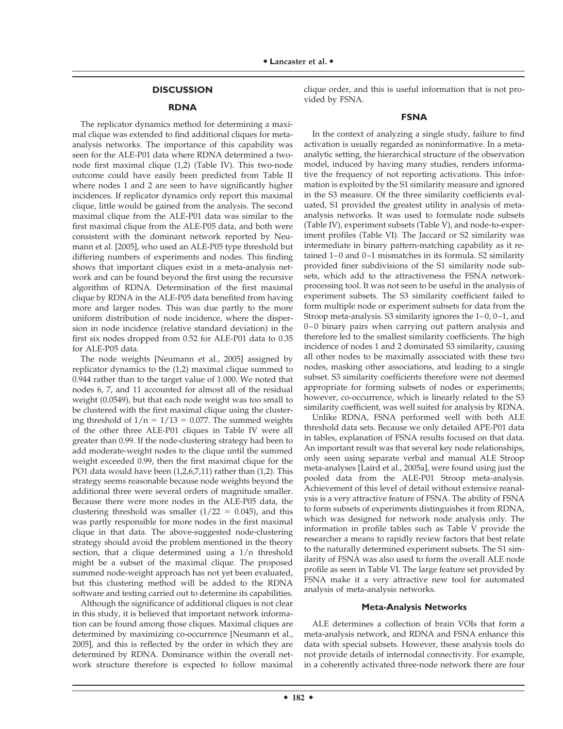## DISCUSSION

### RDNA

The replicator dynamics method for determining a maximal clique was extended to find additional cliques for meta-analysis networks. The importance of this capability was seen for the ALE-P01 data where RDNA determined a two-node first maximal clique (1,2) (Table IV). This two-node outcome could have easily been predicted from Table II where nodes 1 and 2 are seen to have significantly higher incidences. If replicator dynamics only report this maximal clique, little would be gained from the analysis. The second maximal clique from the ALE-P01 data was similar to the first maximal clique from the ALE-P05 data, and both were consistent with the dominant network reported by Neumann et al. [2005], who used an ALE-P05 type threshold but differing numbers of experiments and nodes. This finding shows that important cliques exist in a meta-analysis network and can be found beyond the first using the recursive algorithm of RDNA. Determination of the first maximal clique by RDNA in the ALE-P05 data benefited from having more and larger nodes. This was due partly to the more uniform distribution of node incidence, where the dispersion in node incidence (relative standard deviation) in the first six nodes dropped from 0.52 for ALE-P01 data to 0.35 for ALE-P05 data.

The node weights [Neumann et al., 2005] assigned by replicator dynamics to the (1,2) maximal clique summed to 0.944 rather than to the target value of 1.000. We noted that nodes 6, 7, and 11 accounted for almost all of the residual weight (0.0549), but that each node weight was too small to be clustered with the first maximal clique using the clustering threshold of $1/n = 1/13 = 0.077$. The summed weights of the other three ALE-P01 cliques in Table IV were all greater than 0.99. If the node-clustering strategy had been to add moderate-weight nodes to the clique until the summed weight exceeded 0.99, then the first maximal clique for the PO1 data would have been (1,2,6,7,11) rather than (1,2). This strategy seems reasonable because node weights beyond the additional three were several orders of magnitude smaller. Because there were more nodes in the ALE-P05 data, the clustering threshold was smaller ($1/22 = 0.045$), and this was partly responsible for more nodes in the first maximal clique in that data. The above-suggested node-clustering strategy should avoid the problem mentioned in the theory section, that a clique determined using a $1/n$ threshold might be a subset of the maximal clique. The proposed summed node-weight approach has not yet been evaluated, but this clustering method will be added to the RDNA software and testing carried out to determine its capabilities.

Although the significance of additional cliques is not clear in this study, it is believed that important network information can be found among those cliques. Maximal cliques are determined by maximizing co-occurrence [Neumann et al., 2005], and this is reflected by the order in which they are determined by RDNA. Dominance within the overall network structure therefore is expected to follow maximal clique order, and this is useful information that is not provided by FSNA.

### FSNA

In the context of analyzing a single study, failure to find activation is usually regarded as noninformative. In a meta-analytic setting, the hierarchical structure of the observation model, induced by having many studies, renders informative the frequency of not reporting activations. This information is exploited by the S1 similarity measure and ignored in the S3 measure. Of the three similarity coefficients evaluated, S1 provided the greatest utility in analysis of meta-analysis networks. It was used to formulate node subsets (Table IV), experiment subsets (Table V), and node-to-experiment profiles (Table VI). The Jaccard or S2 similarity was intermediate in binary pattern-matching capability as it retained 1–0 and 0–1 mismatches in its formula. S2 similarity provided finer subdivisions of the S1 similarity node subsets, which add to the attractiveness the FSNA network-processing tool. It was not seen to be useful in the analysis of experiment subsets. The S3 similarity coefficient failed to form multiple node or experiment subsets for data from the Stroop meta-analysis. S3 similarity ignores the 1–0, 0–1, and 0–0 binary pairs when carrying out pattern analysis and therefore led to the smallest similarity coefficients. The high incidence of nodes 1 and 2 dominated S3 similarity, causing all other nodes to be maximally associated with these two nodes, masking other associations, and leading to a single subset. S3 similarity coefficients therefore were not deemed appropriate for forming subsets of nodes or experiments; however, co-occurrence, which is linearly related to the S3 similarity coefficient, was well suited for analysis by RDNA.

Unlike RDNA, FSNA performed well with both ALE threshold data sets. Because we only detailed APE-P01 data in tables, explanation of FSNA results focused on that data. An important result was that several key node relationships, only seen using separate verbal and manual ALE Stroop meta-analyses [Laird et al., 2005a], were found using just the pooled data from the ALE-P01 Stroop meta-analysis. Achievement of this level of detail without extensive reanalysis is a very attractive feature of FSNA. The ability of FSNA to form subsets of experiments distinguishes it from RDNA, which was designed for network node analysis only. The information in profile tables such as Table V provide the researcher a means to rapidly review factors that best relate to the naturally determined experiment subsets. The S1 similarity of FSNA was also used to form the overall ALE node profile as seen in Table VI. The large feature set provided by FSNA make it a very attractive new tool for automated analysis of meta-analysis networks.

#### Meta-Analysis Networks

ALE determines a collection of brain VOIs that form a meta-analysis network, and RDNA and FSNA enhance this data with special subsets. However, these analysis tools do not provide details of internodal connectivity. For example, in a coherently activated three-node network there are four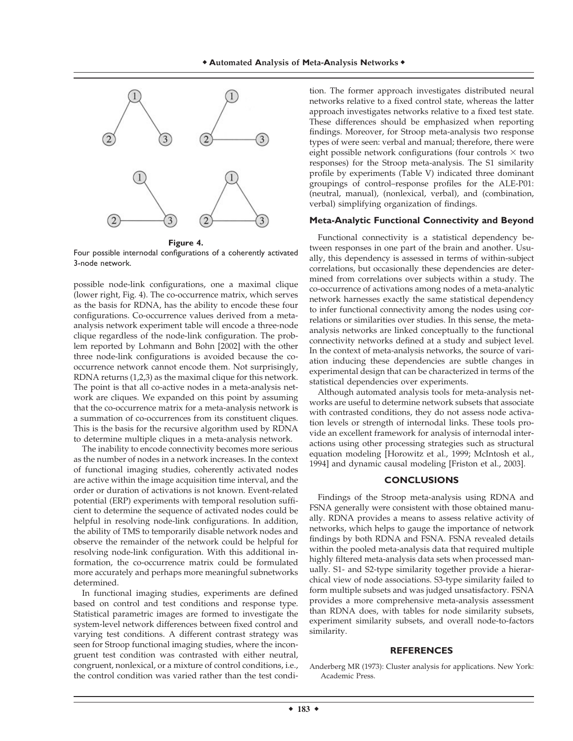**Figure 4.**

Four possible internodal configurations of a coherently activated 3-node network.

possible node-link configurations, one a maximal clique (lower right, Fig. 4). The co-occurrence matrix, which serves as the basis for RDNA, has the ability to encode these four configurations. Co-occurrence values derived from a meta-analysis network experiment table will encode a three-node clique regardless of the node-link configuration. The problem reported by Lohmann and Bohn [2002] with the other three node-link configurations is avoided because the co-occurrence network cannot encode them. Not surprisingly, RDNA returns (1,2,3) as the maximal clique for this network. The point is that all co-active nodes in a meta-analysis network are cliques. We expanded on this point by assuming that the co-occurrence matrix for a meta-analysis network is a summation of co-occurrences from its constituent cliques. This is the basis for the recursive algorithm used by RDNA to determine multiple cliques in a meta-analysis network.

The inability to encode connectivity becomes more serious as the number of nodes in a network increases. In the context of functional imaging studies, coherently activated nodes are active within the image acquisition time interval, and the order or duration of activations is not known. Event-related potential (ERP) experiments with temporal resolution sufficient to determine the sequence of activated nodes could be helpful in resolving node-link configurations. In addition, the ability of TMS to temporarily disable network nodes and observe the remainder of the network could be helpful for resolving node-link configuration. With this additional information, the co-occurrence matrix could be formulated more accurately and perhaps more meaningful subnetworks determined.

In functional imaging studies, experiments are defined based on control and test conditions and response type. Statistical parametric images are formed to investigate the system-level network differences between fixed control and varying test conditions. A different contrast strategy was seen for Stroop functional imaging studies, where the incongruent test condition was contrasted with either neutral, congruent, nonlexical, or a mixture of control conditions, i.e., the control condition was varied rather than the test condition. The former approach investigates distributed neural networks relative to a fixed control state, whereas the latter approach investigates networks relative to a fixed test state. These differences should be emphasized when reporting findings. Moreover, for Stroop meta-analysis two response types of were seen: verbal and manual; therefore, there were eight possible network configurations (four controls × two responses) for the Stroop meta-analysis. The S1 similarity profile by experiments (Table V) indicated three dominant groupings of control–response profiles for the ALE-P01: (neutral, manual), (nonlexical, verbal), and (combination, verbal) simplifying organization of findings.

### Meta-Analytic Functional Connectivity and Beyond

Functional connectivity is a statistical dependency between responses in one part of the brain and another. Usually, this dependency is assessed in terms of within-subject correlations, but occasionally these dependencies are determined from correlations over subjects within a study. The co-occurrence of activations among nodes of a meta-analytic network harnesses exactly the same statistical dependency to infer functional connectivity among the nodes using correlations or similarities over studies. In this sense, the meta-analysis networks are linked conceptually to the functional connectivity networks defined at a study and subject level. In the context of meta-analysis networks, the source of variation inducing these dependencies are subtle changes in experimental design that can be characterized in terms of the statistical dependencies over experiments.

Although automated analysis tools for meta-analysis networks are useful to determine network subsets that associate with contrasted conditions, they do not assess node activation levels or strength of internodal links. These tools provide an excellent framework for analysis of internodal interactions using other processing strategies such as structural equation modeling [Horowitz et al., 1999; McIntosh et al., 1994] and dynamic causal modeling [Friston et al., 2003].

## CONCLUSIONS

Findings of the Stroop meta-analysis using RDNA and FSNA generally were consistent with those obtained manually. RDNA provides a means to assess relative activity of networks, which helps to gauge the importance of network findings by both RDNA and FSNA. FSNA revealed details within the pooled meta-analysis data that required multiple highly filtered meta-analysis data sets when processed manually. S1- and S2-type similarity together provide a hierarchical view of node associations. S3-type similarity failed to form multiple subsets and was judged unsatisfactory. FSNA provides a more comprehensive meta-analysis assessment than RDNA does, with tables for node similarity subsets, experiment similarity subsets, and overall node-to-factors similarity.

## REFERENCES

Anderberg MR (1973): Cluster analysis for applications. New York: Academic Press.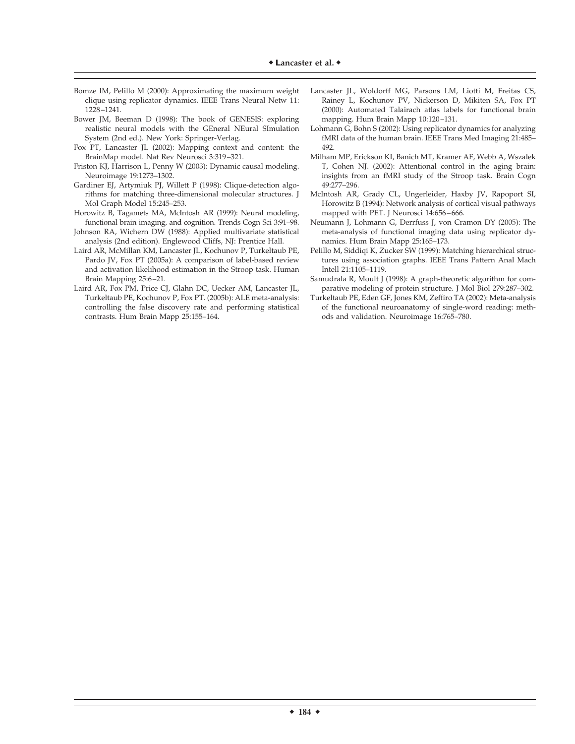Bomze IM, Pelillo M (2000): Approximating the maximum weight clique using replicator dynamics. IEEE Trans Neural Netw 11: 1228–1241.

Bower JM, Beeman D (1998): The book of GENESIS: exploring realistic neural models with the GEneral NEural SImulation System (2nd ed.). New York: Springer-Verlag.

Fox PT, Lancaster JL (2002): Mapping context and content: the BrainMap model. Nat Rev Neurosci 3:319–321.

Friston KJ, Harrison L, Penny W (2003): Dynamic causal modeling. Neuroimage 19:1273–1302.

Gardiner EJ, Artymiuk PJ, Willett P (1998): Clique-detection algorithms for matching three-dimensional molecular structures. J Mol Graph Model 15:245–253.

Horowitz B, Tagamets MA, McIntosh AR (1999): Neural modeling, functional brain imaging, and cognition. Trends Cogn Sci 3:91–98.

Johnson RA, Wichern DW (1988): Applied multivariate statistical analysis (2nd edition). Englewood Cliffs, NJ: Prentice Hall.

Laird AR, McMillan KM, Lancaster JL, Kochunov P, Turkeltaub PE, Pardo JV, Fox PT (2005a): A comparison of label-based review and activation likelihood estimation in the Stroop task. Human Brain Mapping 25:6–21.

Laird AR, Fox PM, Price CJ, Glahn DC, Uecker AM, Lancaster JL, Turkeltaub PE, Kochunov P, Fox PT. (2005b): ALE meta-analysis: controlling the false discovery rate and performing statistical contrasts. Hum Brain Mapp 25:155–164.

Lancaster JL, Woldorff MG, Parsons LM, Liotti M, Freitas CS, Rainey L, Kochunov PV, Nickerson D, Mikiten SA, Fox PT (2000): Automated Talairach atlas labels for functional brain mapping. Hum Brain Mapp 10:120–131.

Lohmann G, Bohn S (2002): Using replicator dynamics for analyzing fMRI data of the human brain. IEEE Trans Med Imaging 21:485–492.

Milham MP, Erickson KI, Banich MT, Kramer AF, Webb A, Wszalek T, Cohen NJ. (2002): Attentional control in the aging brain: insights from an fMRI study of the Stroop task. Brain Cogn 49:277–296.

McIntosh AR, Grady CL, Ungerleider, Haxby JV, Rapoport SI, Horowitz B (1994): Network analysis of cortical visual pathways mapped with PET. J Neurosci 14:656–666.

Neumann J, Lohmann G, Derrfuss J, von Cramon DY (2005): The meta-analysis of functional imaging data using replicator dynamics. Hum Brain Mapp 25:165–173.

Pelillo M, Siddiqi K, Zucker SW (1999): Matching hierarchical structures using association graphs. IEEE Trans Pattern Anal Mach Intell 21:1105–1119.

Samudrala R, Moult J (1998): A graph-theoretic algorithm for comparative modeling of protein structure. J Mol Biol 279:287–302.

Turkeltaub PE, Eden GF, Jones KM, Zeffiro TA (2002): Meta-analysis of the functional neuroanatomy of single-word reading: methods and validation. Neuroimage 16:765–780.